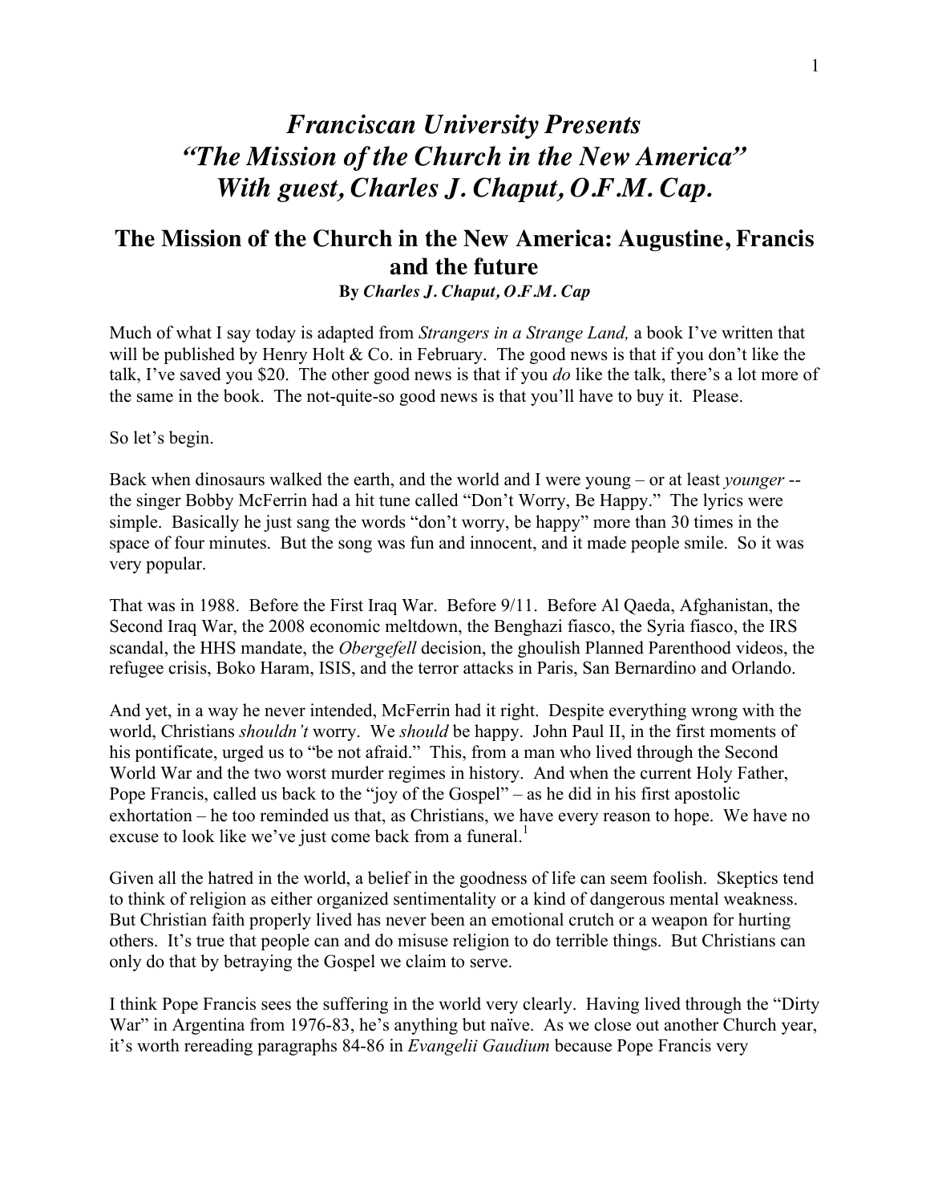# *Franciscan University Presents "The Mission of the Church in the New America" With guest, Charles J. Chaput, O.F.M. Cap.*

## The Mission of the Church in the New America: Augustine, Francis and the future

**By *Charles J. Chaput, O.F.M. Cap***

Much of what I say today is adapted from *Strangers in a Strange Land,* a book I've written that will be published by Henry Holt & Co. in February. The good news is that if you don't like the talk, I've saved you $20. The other good news is that if you *do* like the talk, there's a lot more of the same in the book. The not-quite-so good news is that you'll have to buy it. Please.

So let's begin.

Back when dinosaurs walked the earth, and the world and I were young – or at least *younger* -- the singer Bobby McFerrin had a hit tune called "Don't Worry, Be Happy." The lyrics were simple. Basically he just sang the words "don't worry, be happy" more than 30 times in the space of four minutes. But the song was fun and innocent, and it made people smile. So it was very popular.

That was in 1988. Before the First Iraq War. Before 9/11. Before Al Qaeda, Afghanistan, the Second Iraq War, the 2008 economic meltdown, the Benghazi fiasco, the Syria fiasco, the IRS scandal, the HHS mandate, the *Obergefell* decision, the ghoulish Planned Parenthood videos, the refugee crisis, Boko Haram, ISIS, and the terror attacks in Paris, San Bernardino and Orlando.

And yet, in a way he never intended, McFerrin had it right. Despite everything wrong with the world, Christians *shouldn't* worry. We *should* be happy. John Paul II, in the first moments of his pontificate, urged us to "be not afraid." This, from a man who lived through the Second World War and the two worst murder regimes in history. And when the current Holy Father, Pope Francis, called us back to the "joy of the Gospel" – as he did in his first apostolic exhortation – he too reminded us that, as Christians, we have every reason to hope. We have no excuse to look like we've just come back from a funeral.[1]

Given all the hatred in the world, a belief in the goodness of life can seem foolish. Skeptics tend to think of religion as either organized sentimentality or a kind of dangerous mental weakness. But Christian faith properly lived has never been an emotional crutch or a weapon for hurting others. It's true that people can and do misuse religion to do terrible things. But Christians can only do that by betraying the Gospel we claim to serve.

I think Pope Francis sees the suffering in the world very clearly. Having lived through the "Dirty War" in Argentina from 1976-83, he's anything but naïve. As we close out another Church year, it's worth rereading paragraphs 84-86 in *Evangelii Gaudium* because Pope Francis very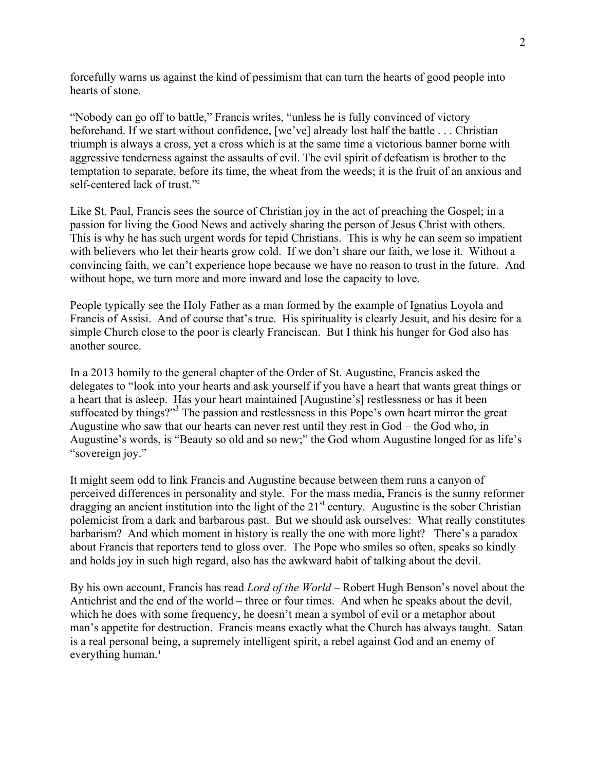forcefully warns us against the kind of pessimism that can turn the hearts of good people into hearts of stone.

"Nobody can go off to battle," Francis writes, "unless he is fully convinced of victory beforehand. If we start without confidence, [we've] already lost half the battle . . . Christian triumph is always a cross, yet a cross which is at the same time a victorious banner borne with aggressive tenderness against the assaults of evil. The evil spirit of defeatism is brother to the temptation to separate, before its time, the wheat from the weeds; it is the fruit of an anxious and self-centered lack of trust."[2]

Like St. Paul, Francis sees the source of Christian joy in the act of preaching the Gospel; in a passion for living the Good News and actively sharing the person of Jesus Christ with others. This is why he has such urgent words for tepid Christians. This is why he can seem so impatient with believers who let their hearts grow cold. If we don't share our faith, we lose it. Without a convincing faith, we can't experience hope because we have no reason to trust in the future. And without hope, we turn more and more inward and lose the capacity to love.

People typically see the Holy Father as a man formed by the example of Ignatius Loyola and Francis of Assisi. And of course that's true. His spirituality is clearly Jesuit, and his desire for a simple Church close to the poor is clearly Franciscan. But I think his hunger for God also has another source.

In a 2013 homily to the general chapter of the Order of St. Augustine, Francis asked the delegates to "look into your hearts and ask yourself if you have a heart that wants great things or a heart that is asleep. Has your heart maintained [Augustine's] restlessness or has it been suffocated by things?"[3] The passion and restlessness in this Pope's own heart mirror the great Augustine who saw that our hearts can never rest until they rest in God – the God who, in Augustine's words, is "Beauty so old and so new;" the God whom Augustine longed for as life's "sovereign joy."

It might seem odd to link Francis and Augustine because between them runs a canyon of perceived differences in personality and style. For the mass media, Francis is the sunny reformer dragging an ancient institution into the light of the 21st century. Augustine is the sober Christian polemicist from a dark and barbarous past. But we should ask ourselves: What really constitutes barbarism? And which moment in history is really the one with more light? There's a paradox about Francis that reporters tend to gloss over. The Pope who smiles so often, speaks so kindly and holds joy in such high regard, also has the awkward habit of talking about the devil.

By his own account, Francis has read *Lord of the World* – Robert Hugh Benson's novel about the Antichrist and the end of the world – three or four times. And when he speaks about the devil, which he does with some frequency, he doesn't mean a symbol of evil or a metaphor about man's appetite for destruction. Francis means exactly what the Church has always taught. Satan is a real personal being, a supremely intelligent spirit, a rebel against God and an enemy of everything human.[4]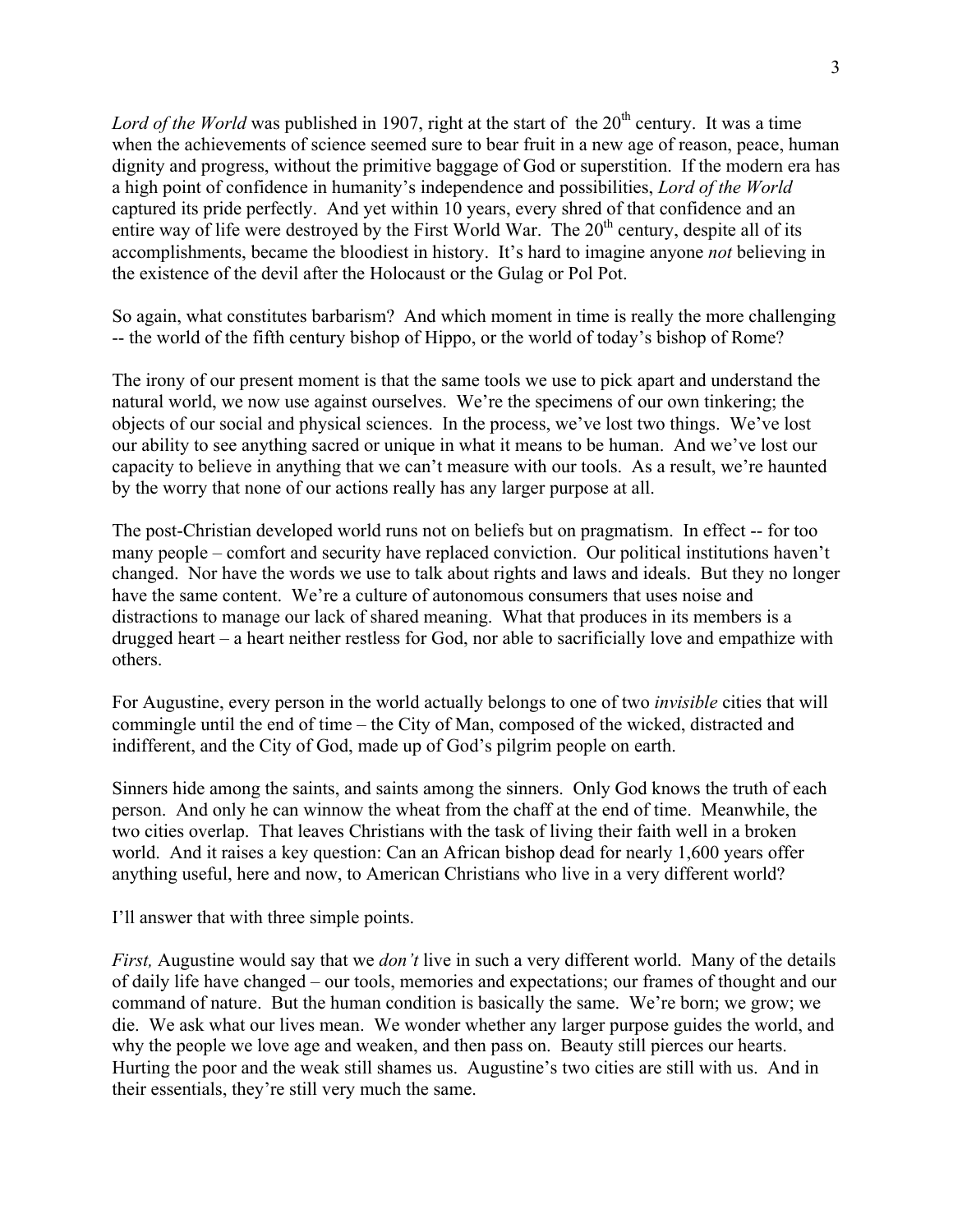*Lord of the World* was published in 1907, right at the start of the 20th century. It was a time when the achievements of science seemed sure to bear fruit in a new age of reason, peace, human dignity and progress, without the primitive baggage of God or superstition. If the modern era has a high point of confidence in humanity's independence and possibilities, *Lord of the World* captured its pride perfectly. And yet within 10 years, every shred of that confidence and an entire way of life were destroyed by the First World War. The 20th century, despite all of its accomplishments, became the bloodiest in history. It's hard to imagine anyone *not* believing in the existence of the devil after the Holocaust or the Gulag or Pol Pot.

So again, what constitutes barbarism? And which moment in time is really the more challenging -- the world of the fifth century bishop of Hippo, or the world of today's bishop of Rome?

The irony of our present moment is that the same tools we use to pick apart and understand the natural world, we now use against ourselves. We're the specimens of our own tinkering; the objects of our social and physical sciences. In the process, we've lost two things. We've lost our ability to see anything sacred or unique in what it means to be human. And we've lost our capacity to believe in anything that we can't measure with our tools. As a result, we're haunted by the worry that none of our actions really has any larger purpose at all.

The post-Christian developed world runs not on beliefs but on pragmatism. In effect -- for too many people – comfort and security have replaced conviction. Our political institutions haven't changed. Nor have the words we use to talk about rights and laws and ideals. But they no longer have the same content. We're a culture of autonomous consumers that uses noise and distractions to manage our lack of shared meaning. What that produces in its members is a drugged heart – a heart neither restless for God, nor able to sacrificially love and empathize with others.

For Augustine, every person in the world actually belongs to one of two *invisible* cities that will commingle until the end of time – the City of Man, composed of the wicked, distracted and indifferent, and the City of God, made up of God's pilgrim people on earth.

Sinners hide among the saints, and saints among the sinners. Only God knows the truth of each person. And only he can winnow the wheat from the chaff at the end of time. Meanwhile, the two cities overlap. That leaves Christians with the task of living their faith well in a broken world. And it raises a key question: Can an African bishop dead for nearly 1,600 years offer anything useful, here and now, to American Christians who live in a very different world?

I'll answer that with three simple points.

*First,* Augustine would say that we *don't* live in such a very different world. Many of the details of daily life have changed – our tools, memories and expectations; our frames of thought and our command of nature. But the human condition is basically the same. We're born; we grow; we die. We ask what our lives mean. We wonder whether any larger purpose guides the world, and why the people we love age and weaken, and then pass on. Beauty still pierces our hearts. Hurting the poor and the weak still shames us. Augustine's two cities are still with us. And in their essentials, they're still very much the same.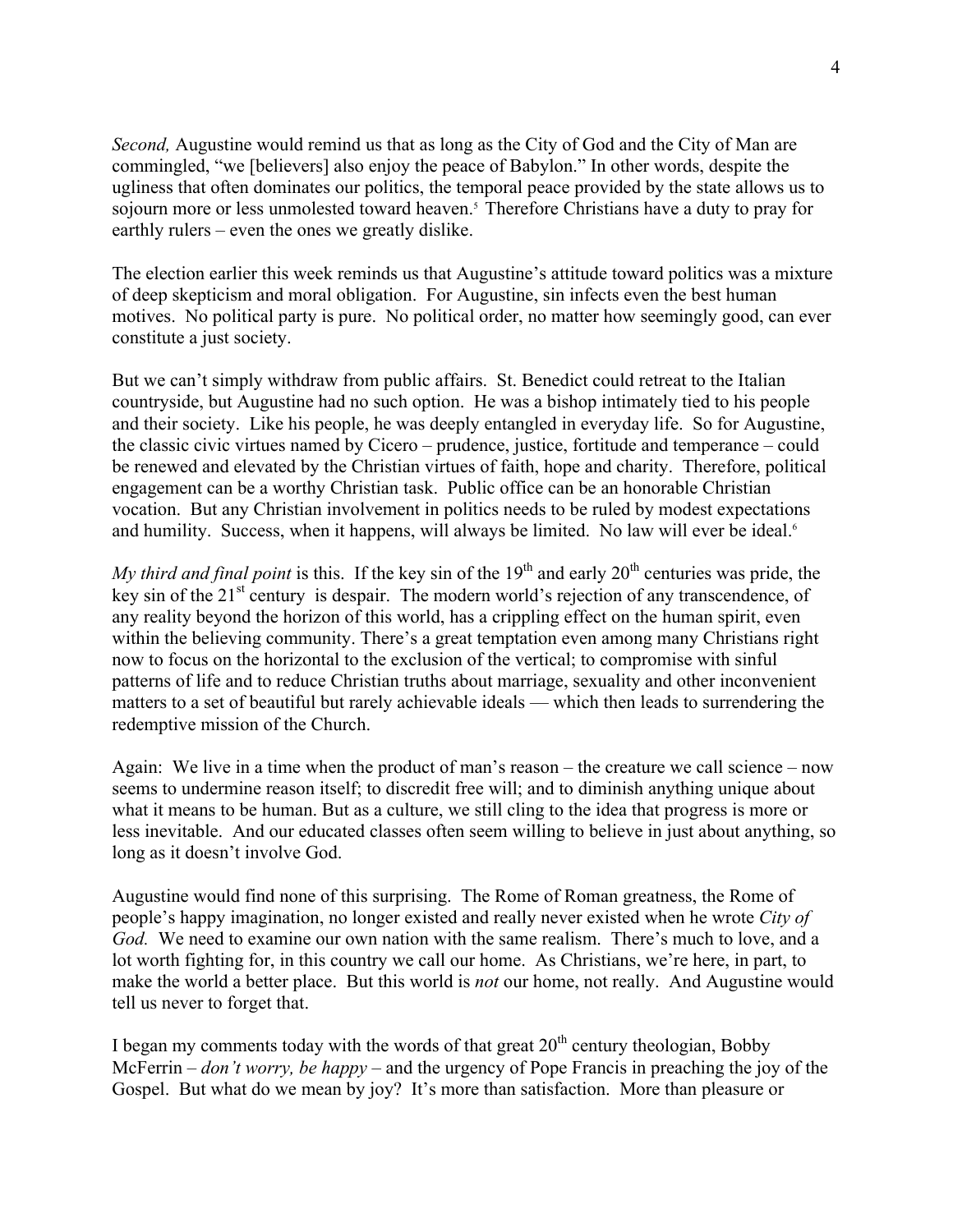*Second,* Augustine would remind us that as long as the City of God and the City of Man are commingled, "we [believers] also enjoy the peace of Babylon." In other words, despite the ugliness that often dominates our politics, the temporal peace provided by the state allows us to sojourn more or less unmolested toward heaven.[5] Therefore Christians have a duty to pray for earthly rulers – even the ones we greatly dislike.

The election earlier this week reminds us that Augustine's attitude toward politics was a mixture of deep skepticism and moral obligation. For Augustine, sin infects even the best human motives. No political party is pure. No political order, no matter how seemingly good, can ever constitute a just society.

But we can't simply withdraw from public affairs. St. Benedict could retreat to the Italian countryside, but Augustine had no such option. He was a bishop intimately tied to his people and their society. Like his people, he was deeply entangled in everyday life. So for Augustine, the classic civic virtues named by Cicero – prudence, justice, fortitude and temperance – could be renewed and elevated by the Christian virtues of faith, hope and charity. Therefore, political engagement can be a worthy Christian task. Public office can be an honorable Christian vocation. But any Christian involvement in politics needs to be ruled by modest expectations and humility. Success, when it happens, will always be limited. No law will ever be ideal.[6]

*My third and final point* is this. If the key sin of the 19th and early 20th centuries was pride, the key sin of the 21st century is despair. The modern world's rejection of any transcendence, of any reality beyond the horizon of this world, has a crippling effect on the human spirit, even within the believing community. There's a great temptation even among many Christians right now to focus on the horizontal to the exclusion of the vertical; to compromise with sinful patterns of life and to reduce Christian truths about marriage, sexuality and other inconvenient matters to a set of beautiful but rarely achievable ideals — which then leads to surrendering the redemptive mission of the Church.

Again: We live in a time when the product of man's reason – the creature we call science – now seems to undermine reason itself; to discredit free will; and to diminish anything unique about what it means to be human. But as a culture, we still cling to the idea that progress is more or less inevitable. And our educated classes often seem willing to believe in just about anything, so long as it doesn't involve God.

Augustine would find none of this surprising. The Rome of Roman greatness, the Rome of people's happy imagination, no longer existed and really never existed when he wrote *City of God.* We need to examine our own nation with the same realism. There's much to love, and a lot worth fighting for, in this country we call our home. As Christians, we're here, in part, to make the world a better place. But this world is *not* our home, not really. And Augustine would tell us never to forget that.

I began my comments today with the words of that great 20th century theologian, Bobby McFerrin – *don't worry, be happy* – and the urgency of Pope Francis in preaching the joy of the Gospel. But what do we mean by joy? It's more than satisfaction. More than pleasure or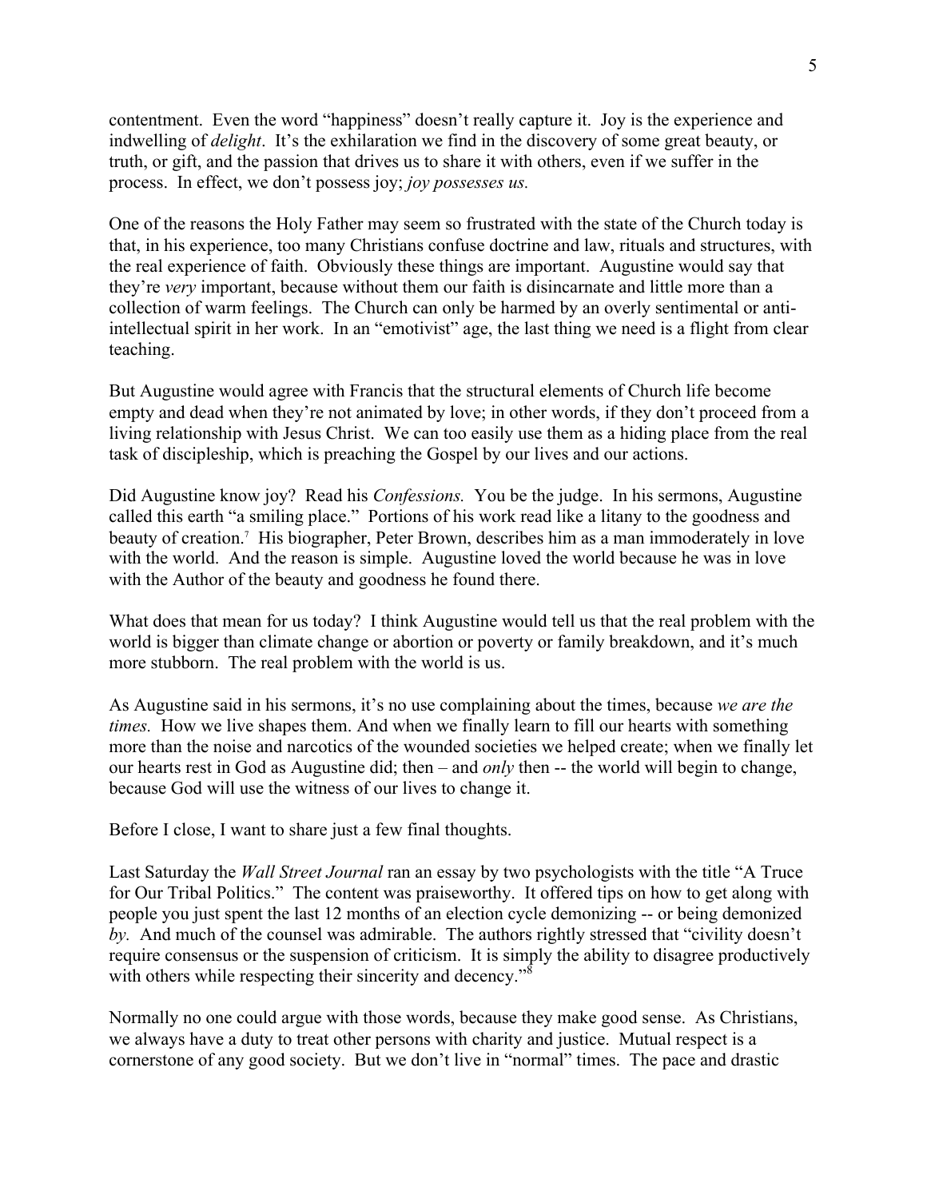contentment. Even the word "happiness" doesn't really capture it. Joy is the experience and indwelling of *delight*. It's the exhilaration we find in the discovery of some great beauty, or truth, or gift, and the passion that drives us to share it with others, even if we suffer in the process. In effect, we don't possess joy; *joy possesses us.*

One of the reasons the Holy Father may seem so frustrated with the state of the Church today is that, in his experience, too many Christians confuse doctrine and law, rituals and structures, with the real experience of faith. Obviously these things are important. Augustine would say that they're *very* important, because without them our faith is disincarnate and little more than a collection of warm feelings. The Church can only be harmed by an overly sentimental or anti-intellectual spirit in her work. In an "emotivist" age, the last thing we need is a flight from clear teaching.

But Augustine would agree with Francis that the structural elements of Church life become empty and dead when they're not animated by love; in other words, if they don't proceed from a living relationship with Jesus Christ. We can too easily use them as a hiding place from the real task of discipleship, which is preaching the Gospel by our lives and our actions.

Did Augustine know joy? Read his *Confessions.* You be the judge. In his sermons, Augustine called this earth "a smiling place." Portions of his work read like a litany to the goodness and beauty of creation.[7] His biographer, Peter Brown, describes him as a man immoderately in love with the world. And the reason is simple. Augustine loved the world because he was in love with the Author of the beauty and goodness he found there.

What does that mean for us today? I think Augustine would tell us that the real problem with the world is bigger than climate change or abortion or poverty or family breakdown, and it's much more stubborn. The real problem with the world is us.

As Augustine said in his sermons, it's no use complaining about the times, because *we are the times.* How we live shapes them. And when we finally learn to fill our hearts with something more than the noise and narcotics of the wounded societies we helped create; when we finally let our hearts rest in God as Augustine did; then – and *only* then -- the world will begin to change, because God will use the witness of our lives to change it.

Before I close, I want to share just a few final thoughts.

Last Saturday the *Wall Street Journal* ran an essay by two psychologists with the title "A Truce for Our Tribal Politics." The content was praiseworthy. It offered tips on how to get along with people you just spent the last 12 months of an election cycle demonizing -- or being demonized *by.* And much of the counsel was admirable. The authors rightly stressed that "civility doesn't require consensus or the suspension of criticism. It is simply the ability to disagree productively with others while respecting their sincerity and decency."[8]

Normally no one could argue with those words, because they make good sense. As Christians, we always have a duty to treat other persons with charity and justice. Mutual respect is a cornerstone of any good society. But we don't live in "normal" times. The pace and drastic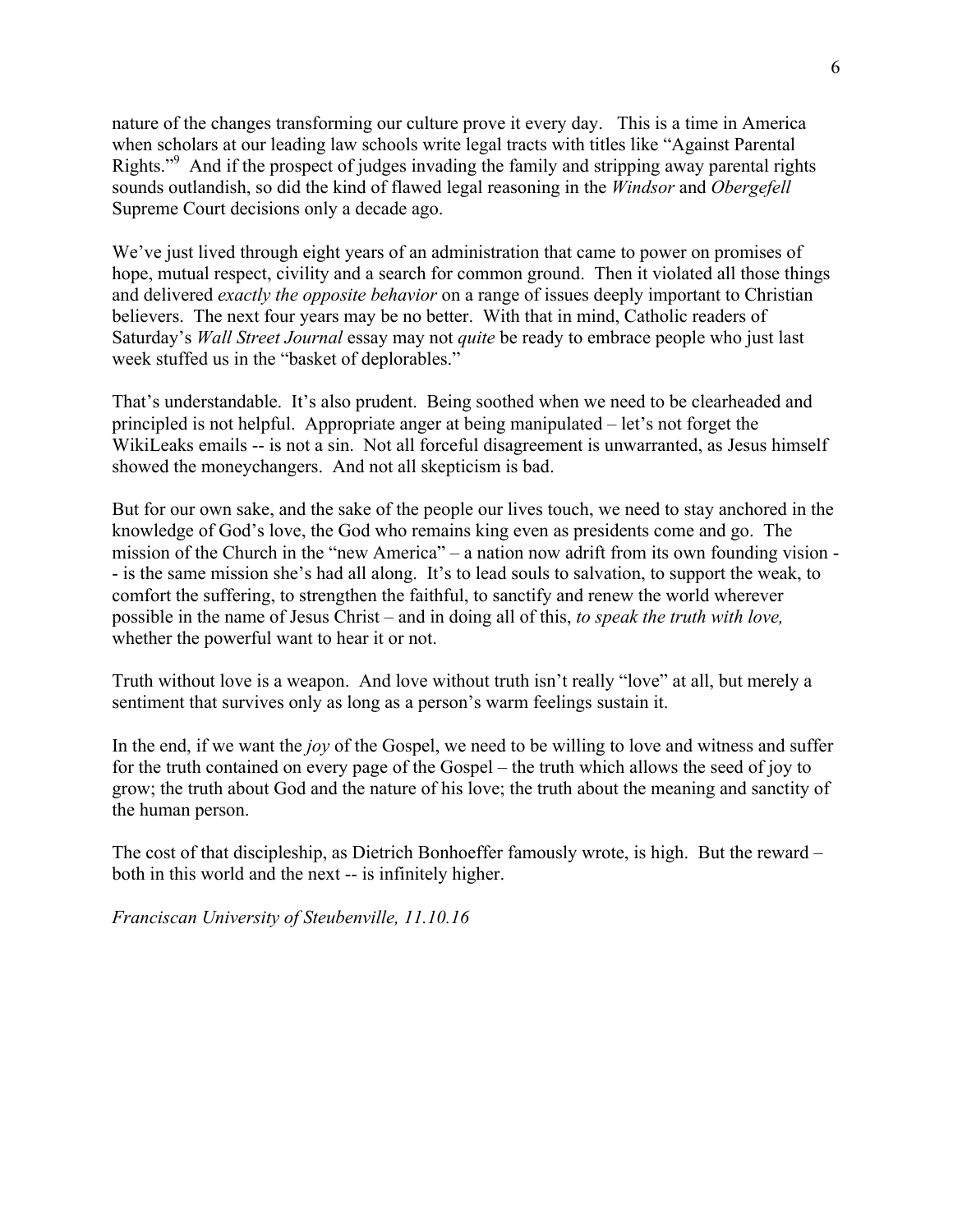nature of the changes transforming our culture prove it every day. This is a time in America when scholars at our leading law schools write legal tracts with titles like "Against Parental Rights."[9] And if the prospect of judges invading the family and stripping away parental rights sounds outlandish, so did the kind of flawed legal reasoning in the *Windsor* and *Obergefell* Supreme Court decisions only a decade ago.

We've just lived through eight years of an administration that came to power on promises of hope, mutual respect, civility and a search for common ground. Then it violated all those things and delivered *exactly the opposite behavior* on a range of issues deeply important to Christian believers. The next four years may be no better. With that in mind, Catholic readers of Saturday's *Wall Street Journal* essay may not *quite* be ready to embrace people who just last week stuffed us in the "basket of deplorables."

That's understandable. It's also prudent. Being soothed when we need to be clearheaded and principled is not helpful. Appropriate anger at being manipulated – let's not forget the WikiLeaks emails -- is not a sin. Not all forceful disagreement is unwarranted, as Jesus himself showed the moneychangers. And not all skepticism is bad.

But for our own sake, and the sake of the people our lives touch, we need to stay anchored in the knowledge of God's love, the God who remains king even as presidents come and go. The mission of the Church in the "new America" – a nation now adrift from its own founding vision -- is the same mission she's had all along. It's to lead souls to salvation, to support the weak, to comfort the suffering, to strengthen the faithful, to sanctify and renew the world wherever possible in the name of Jesus Christ – and in doing all of this, *to speak the truth with love,* whether the powerful want to hear it or not.

Truth without love is a weapon. And love without truth isn't really "love" at all, but merely a sentiment that survives only as long as a person's warm feelings sustain it.

In the end, if we want the *joy* of the Gospel, we need to be willing to love and witness and suffer for the truth contained on every page of the Gospel – the truth which allows the seed of joy to grow; the truth about God and the nature of his love; the truth about the meaning and sanctity of the human person.

The cost of that discipleship, as Dietrich Bonhoeffer famously wrote, is high. But the reward – both in this world and the next -- is infinitely higher.

*Franciscan University of Steubenville, 11.10.16*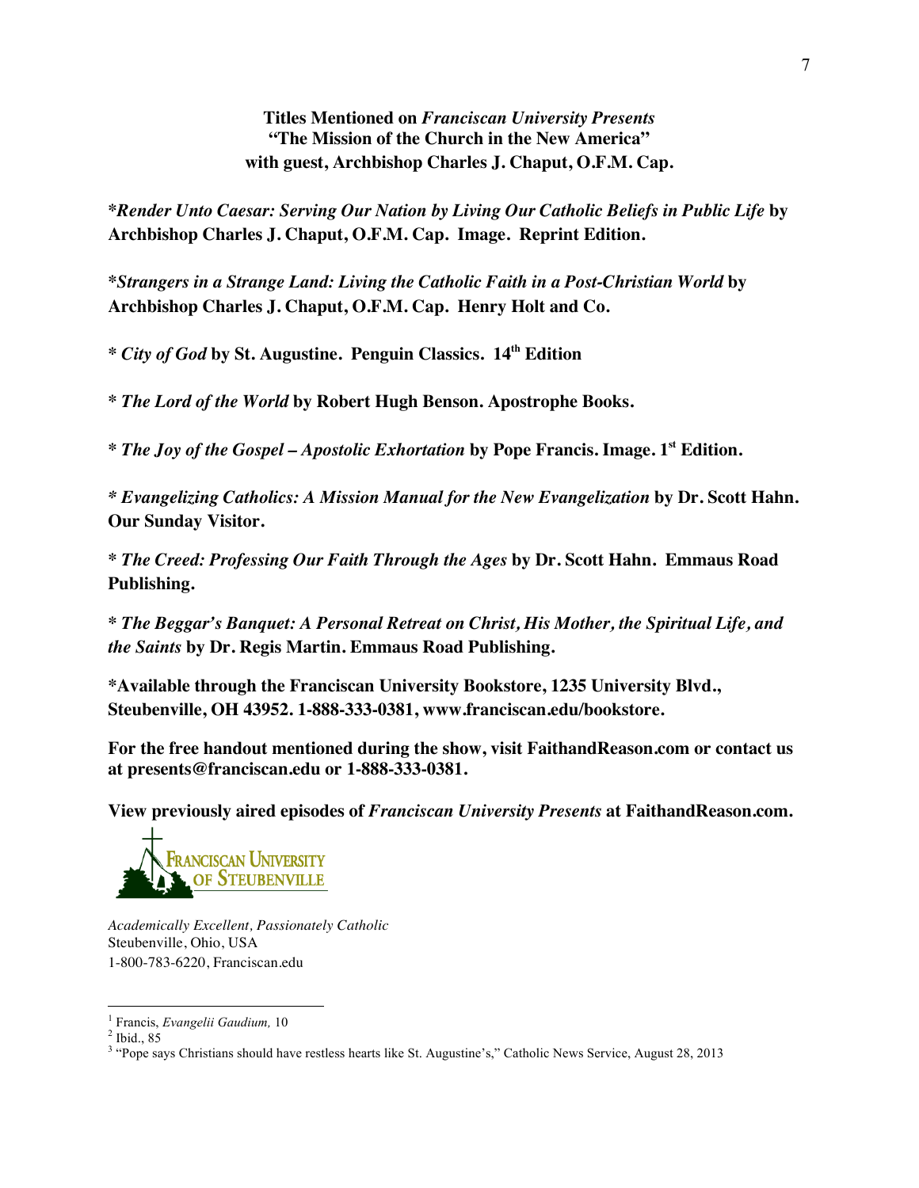**Titles Mentioned on *Franciscan University Presents***
**"The Mission of the Church in the New America"**
**with guest, Archbishop Charles J. Chaput, O.F.M. Cap.**

**\*_Render Unto Caesar: Serving Our Nation by Living Our Catholic Beliefs in Public Life_ by Archbishop Charles J. Chaput, O.F.M. Cap. Image. Reprint Edition.**

**\*_Strangers in a Strange Land: Living the Catholic Faith in a Post-Christian World_ by Archbishop Charles J. Chaput, O.F.M. Cap. Henry Holt and Co.**

**\* _City of God_ by St. Augustine. Penguin Classics. 14th Edition**

**\* _The Lord of the World_ by Robert Hugh Benson. Apostrophe Books.**

**\* _The Joy of the Gospel – Apostolic Exhortation_ by Pope Francis. Image. 1st Edition.**

**\* _Evangelizing Catholics: A Mission Manual for the New Evangelization_ by Dr. Scott Hahn. Our Sunday Visitor.**

**\* _The Creed: Professing Our Faith Through the Ages_ by Dr. Scott Hahn. Emmaus Road Publishing.**

**\* _The Beggar's Banquet: A Personal Retreat on Christ, His Mother, the Spiritual Life, and the Saints_ by Dr. Regis Martin. Emmaus Road Publishing.**

**\*Available through the Franciscan University Bookstore, 1235 University Blvd., Steubenville, OH 43952. 1-888-333-0381, www.franciscan.edu/bookstore.**

**For the free handout mentioned during the show, visit FaithandReason.com or contact us at presents@franciscan.edu or 1-888-333-0381.**

**View previously aired episodes of *Franciscan University Presents* at FaithandReason.com.**

FRANCISCAN UNIVERSITY OF STEUBENVILLE

*Academically Excellent, Passionately Catholic*
Steubenville, Ohio, USA
1-800-783-6220, Franciscan.edu

---

[1] Francis, *Evangelii Gaudium,* 10
[2] Ibid., 85
[3] "Pope says Christians should have restless hearts like St. Augustine's," Catholic News Service, August 28, 2013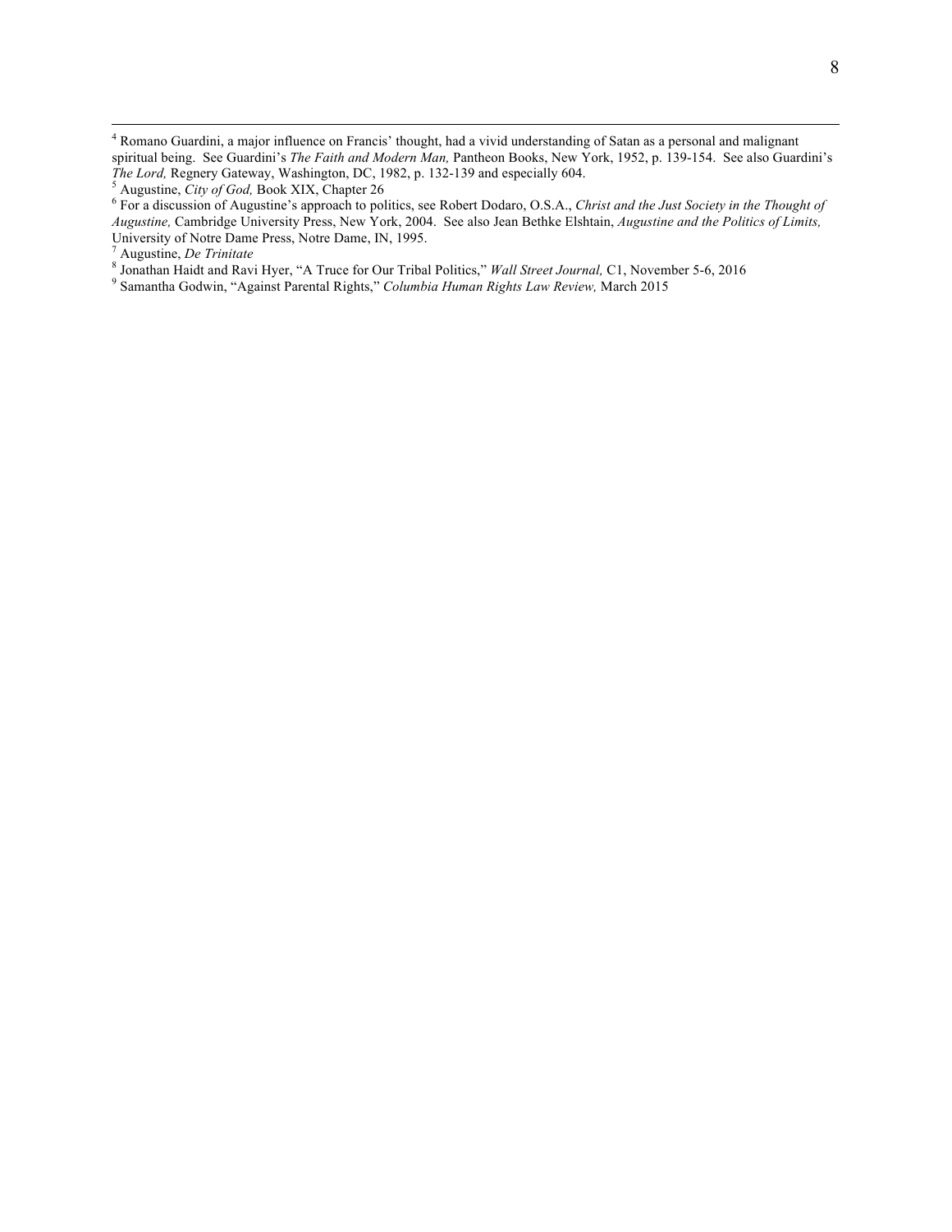[4] Romano Guardini, a major influence on Francis' thought, had a vivid understanding of Satan as a personal and malignant spiritual being. See Guardini's *The Faith and Modern Man,* Pantheon Books, New York, 1952, p. 139-154. See also Guardini's *The Lord,* Regnery Gateway, Washington, DC, 1982, p. 132-139 and especially 604.

[5] Augustine, *City of God,* Book XIX, Chapter 26

[6] For a discussion of Augustine's approach to politics, see Robert Dodaro, O.S.A., *Christ and the Just Society in the Thought of Augustine,* Cambridge University Press, New York, 2004. See also Jean Bethke Elshtain, *Augustine and the Politics of Limits,* University of Notre Dame Press, Notre Dame, IN, 1995.

[7] Augustine, *De Trinitate*

[8] Jonathan Haidt and Ravi Hyer, "A Truce for Our Tribal Politics," *Wall Street Journal,* C1, November 5-6, 2016

[9] Samantha Godwin, "Against Parental Rights," *Columbia Human Rights Law Review,* March 2015